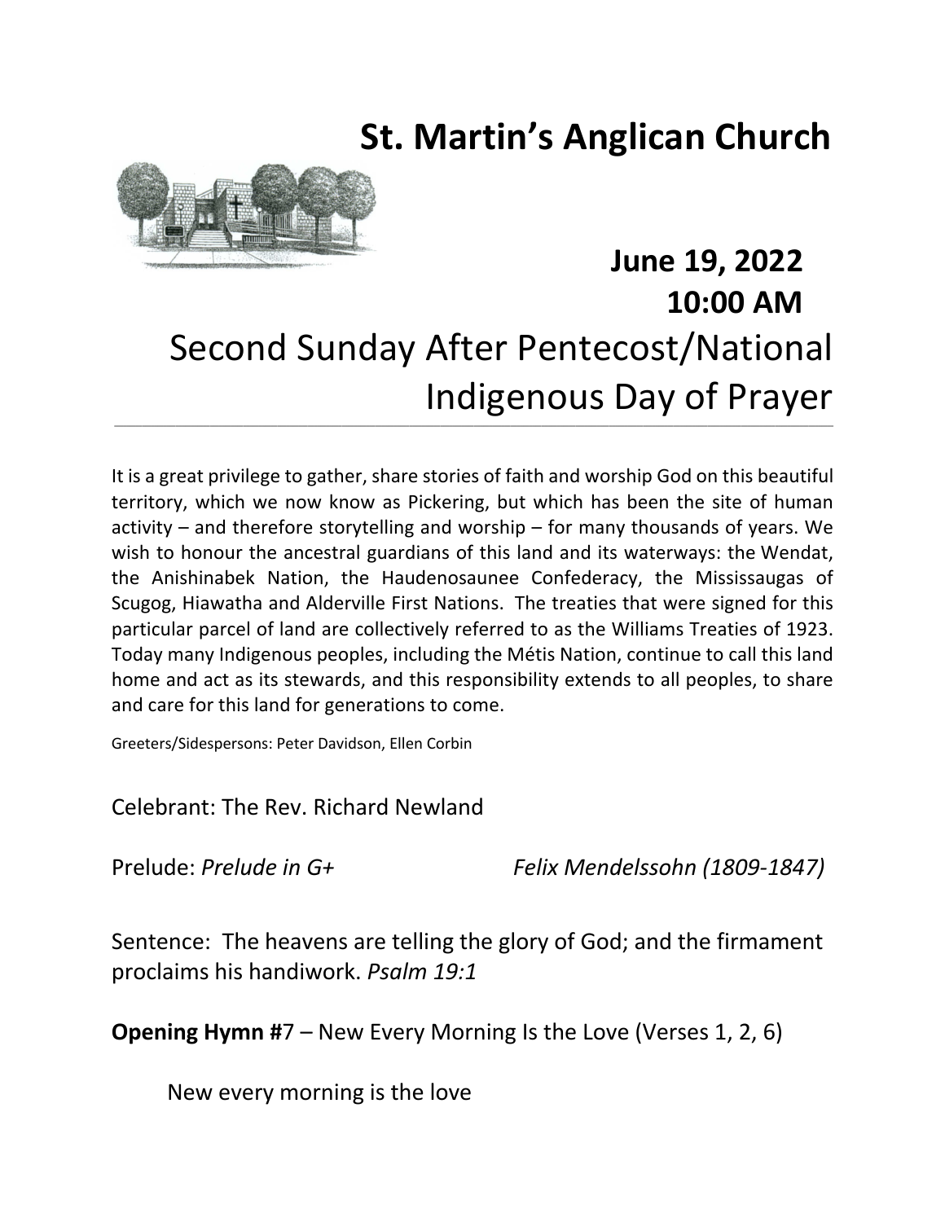# St. Martin's Anglican Church

**June 19, 2022**
**10:00 AM**

## Second Sunday After Pentecost/National Indigenous Day of Prayer

---

It is a great privilege to gather, share stories of faith and worship God on this beautiful territory, which we now know as Pickering, but which has been the site of human activity – and therefore storytelling and worship – for many thousands of years. We wish to honour the ancestral guardians of this land and its waterways: the Wendat, the Anishinabek Nation, the Haudenosaunee Confederacy, the Mississaugas of Scugog, Hiawatha and Alderville First Nations. The treaties that were signed for this particular parcel of land are collectively referred to as the Williams Treaties of 1923. Today many Indigenous peoples, including the Métis Nation, continue to call this land home and act as its stewards, and this responsibility extends to all peoples, to share and care for this land for generations to come.

Greeters/Sidespersons: Peter Davidson, Ellen Corbin

Celebrant: The Rev. Richard Newland

Prelude: *Prelude in G+* *Felix Mendelssohn (1809-1847)*

Sentence: The heavens are telling the glory of God; and the firmament proclaims his handiwork. *Psalm 19:1*

**Opening Hymn #**7 – New Every Morning Is the Love (Verses 1, 2, 6)

New every morning is the love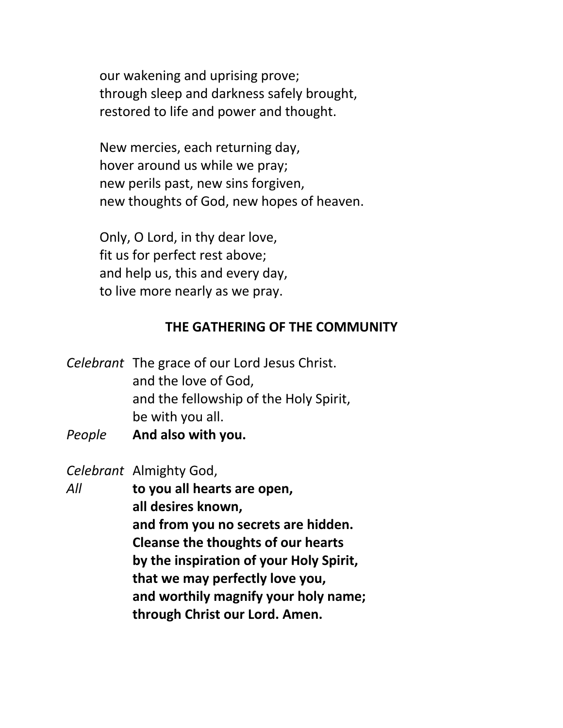our wakening and uprising prove;
through sleep and darkness safely brought,
restored to life and power and thought.

New mercies, each returning day,
hover around us while we pray;
new perils past, new sins forgiven,
new thoughts of God, new hopes of heaven.

Only, O Lord, in thy dear love,
fit us for perfect rest above;
and help us, this and every day,
to live more nearly as we pray.

## THE GATHERING OF THE COMMUNITY

*Celebrant* The grace of our Lord Jesus Christ.
and the love of God,
and the fellowship of the Holy Spirit,
be with you all.

*People* **And also with you.**

*Celebrant* Almighty God,

*All* **to you all hearts are open,
all desires known,
and from you no secrets are hidden.
Cleanse the thoughts of our hearts
by the inspiration of your Holy Spirit,
that we may perfectly love you,
and worthily magnify your holy name;
through Christ our Lord. Amen.**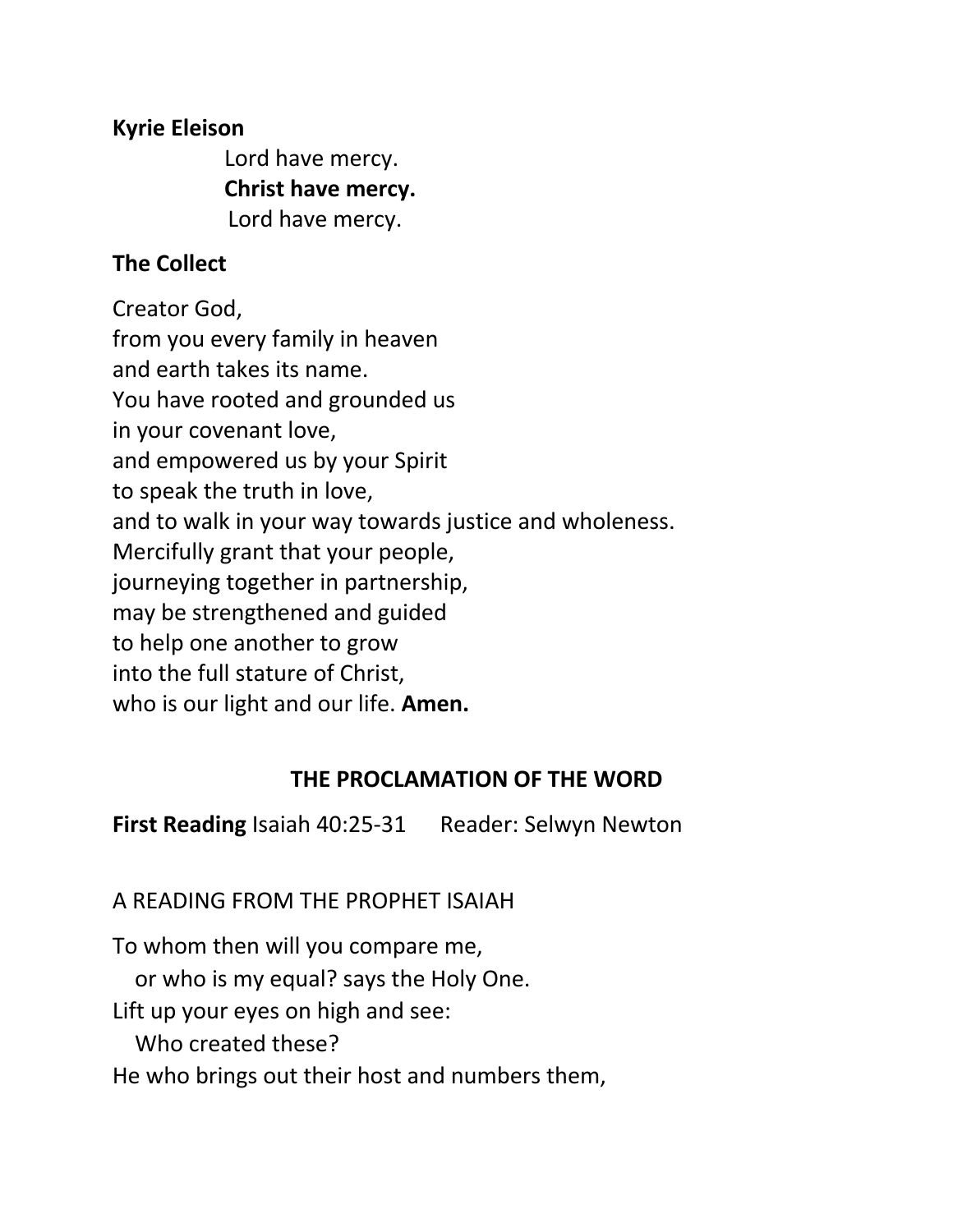**Kyrie Eleison**

Lord have mercy.
**Christ have mercy.**
Lord have mercy.

**The Collect**

Creator God,
from you every family in heaven
and earth takes its name.
You have rooted and grounded us
in your covenant love,
and empowered us by your Spirit
to speak the truth in love,
and to walk in your way towards justice and wholeness.
Mercifully grant that your people,
journeying together in partnership,
may be strengthened and guided
to help one another to grow
into the full stature of Christ,
who is our light and our life. **Amen.**

## THE PROCLAMATION OF THE WORD

**First Reading** Isaiah 40:25-31 Reader: Selwyn Newton

A READING FROM THE PROPHET ISAIAH

To whom then will you compare me,
or who is my equal? says the Holy One.
Lift up your eyes on high and see:
Who created these?
He who brings out their host and numbers them,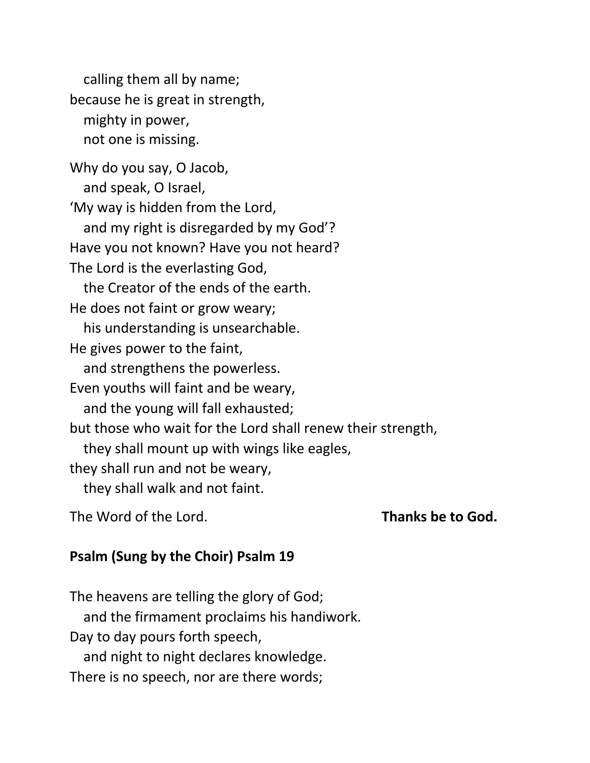calling them all by name;  
because he is great in strength,  
mighty in power,  
not one is missing.

Why do you say, O Jacob,  
and speak, O Israel,  
'My way is hidden from the Lord,  
and my right is disregarded by my God'?  
Have you not known? Have you not heard?  
The Lord is the everlasting God,  
the Creator of the ends of the earth.  
He does not faint or grow weary;  
his understanding is unsearchable.  
He gives power to the faint,  
and strengthens the powerless.  
Even youths will faint and be weary,  
and the young will fall exhausted;  
but those who wait for the Lord shall renew their strength,  
they shall mount up with wings like eagles,  
they shall run and not be weary,  
they shall walk and not faint.

The Word of the Lord. **Thanks be to God.**

**Psalm (Sung by the Choir) Psalm 19**

The heavens are telling the glory of God;  
and the firmament proclaims his handiwork.  
Day to day pours forth speech,  
and night to night declares knowledge.  
There is no speech, nor are there words;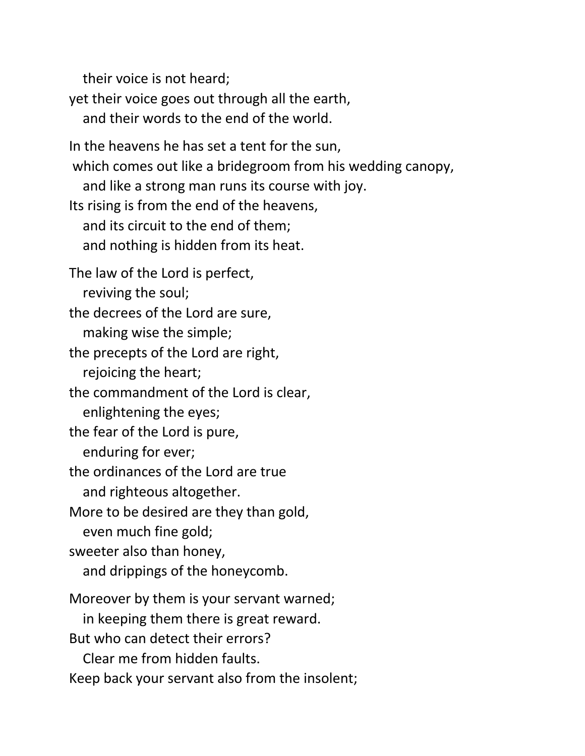their voice is not heard;  
yet their voice goes out through all the earth,  
and their words to the end of the world.

In the heavens he has set a tent for the sun,  
which comes out like a bridegroom from his wedding canopy,  
and like a strong man runs its course with joy.  
Its rising is from the end of the heavens,  
and its circuit to the end of them;  
and nothing is hidden from its heat.

The law of the Lord is perfect,  
reviving the soul;  
the decrees of the Lord are sure,  
making wise the simple;  
the precepts of the Lord are right,  
rejoicing the heart;  
the commandment of the Lord is clear,  
enlightening the eyes;  
the fear of the Lord is pure,  
enduring for ever;  
the ordinances of the Lord are true  
and righteous altogether.  
More to be desired are they than gold,  
even much fine gold;  
sweeter also than honey,  
and drippings of the honeycomb.

Moreover by them is your servant warned;  
in keeping them there is great reward.  
But who can detect their errors?  
Clear me from hidden faults.  
Keep back your servant also from the insolent;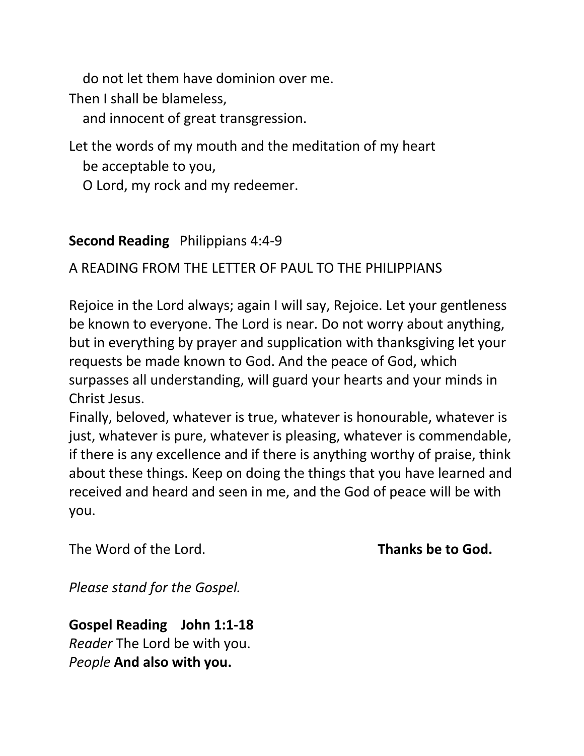do not let them have dominion over me.  
Then I shall be blameless,  
and innocent of great transgression.

Let the words of my mouth and the meditation of my heart  
be acceptable to you,  
O Lord, my rock and my redeemer.

**Second Reading** Philippians 4:4-9

A READING FROM THE LETTER OF PAUL TO THE PHILIPPIANS

Rejoice in the Lord always; again I will say, Rejoice. Let your gentleness be known to everyone. The Lord is near. Do not worry about anything, but in everything by prayer and supplication with thanksgiving let your requests be made known to God. And the peace of God, which surpasses all understanding, will guard your hearts and your minds in Christ Jesus.  
Finally, beloved, whatever is true, whatever is honourable, whatever is just, whatever is pure, whatever is pleasing, whatever is commendable, if there is any excellence and if there is anything worthy of praise, think about these things. Keep on doing the things that you have learned and received and heard and seen in me, and the God of peace will be with you.

The Word of the Lord. **Thanks be to God.**

*Please stand for the Gospel.*

**Gospel Reading John 1:1-18**  
*Reader* The Lord be with you.  
*People* **And also with you.**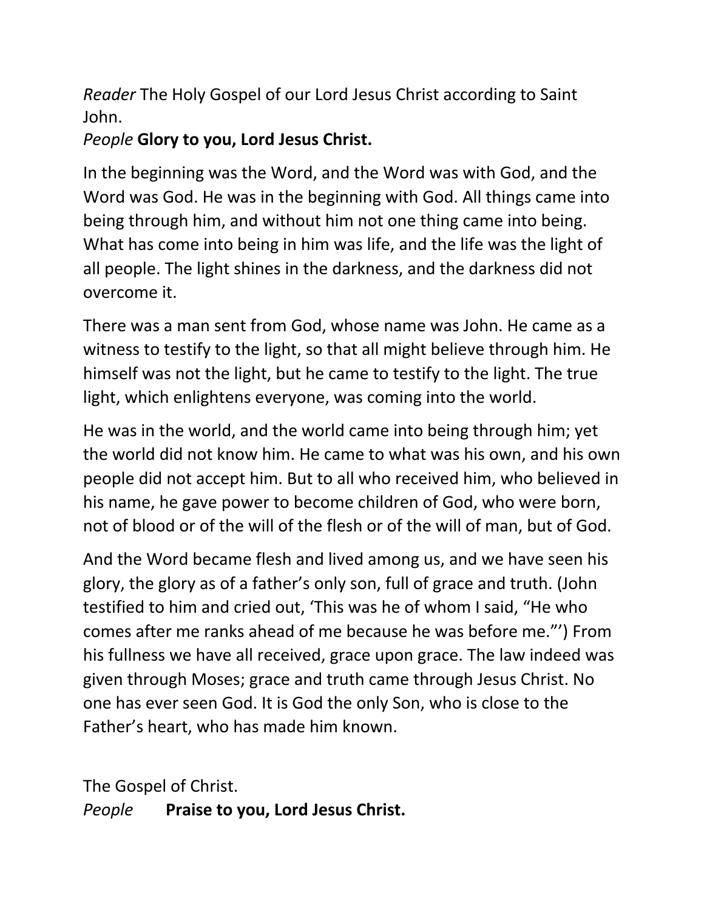*Reader* The Holy Gospel of our Lord Jesus Christ according to Saint John.
*People* **Glory to you, Lord Jesus Christ.**

In the beginning was the Word, and the Word was with God, and the Word was God. He was in the beginning with God. All things came into being through him, and without him not one thing came into being. What has come into being in him was life, and the life was the light of all people. The light shines in the darkness, and the darkness did not overcome it.

There was a man sent from God, whose name was John. He came as a witness to testify to the light, so that all might believe through him. He himself was not the light, but he came to testify to the light. The true light, which enlightens everyone, was coming into the world.

He was in the world, and the world came into being through him; yet the world did not know him. He came to what was his own, and his own people did not accept him. But to all who received him, who believed in his name, he gave power to become children of God, who were born, not of blood or of the will of the flesh or of the will of man, but of God.

And the Word became flesh and lived among us, and we have seen his glory, the glory as of a father's only son, full of grace and truth. (John testified to him and cried out, 'This was he of whom I said, "He who comes after me ranks ahead of me because he was before me."') From his fullness we have all received, grace upon grace. The law indeed was given through Moses; grace and truth came through Jesus Christ. No one has ever seen God. It is God the only Son, who is close to the Father's heart, who has made him known.

The Gospel of Christ.
*People* **Praise to you, Lord Jesus Christ.**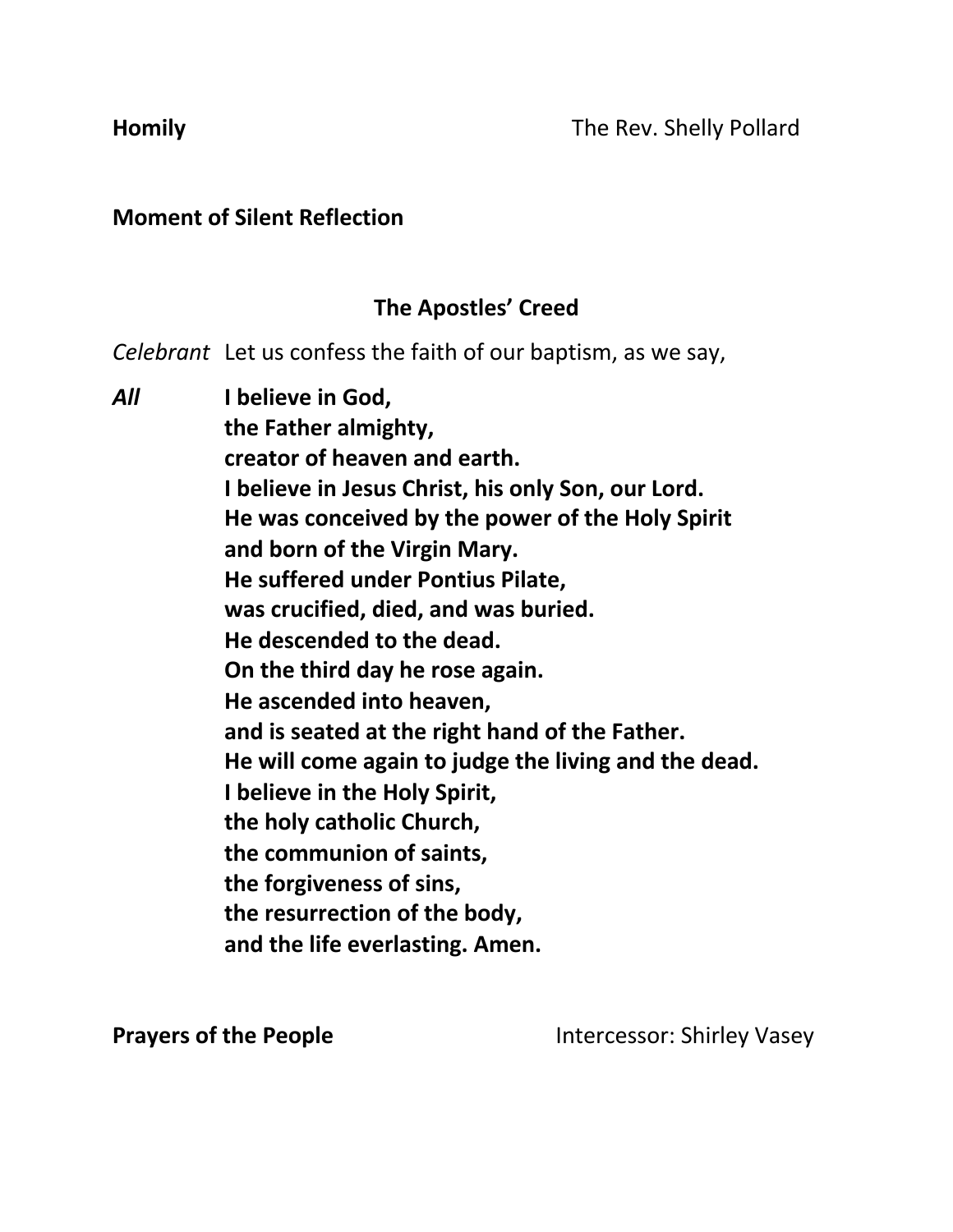**Homily** The Rev. Shelly Pollard

**Moment of Silent Reflection**

## The Apostles' Creed

*Celebrant* Let us confess the faith of our baptism, as we say,

***All*** **I believe in God,**
**the Father almighty,**
**creator of heaven and earth.**
**I believe in Jesus Christ, his only Son, our Lord.**
**He was conceived by the power of the Holy Spirit**
**and born of the Virgin Mary.**
**He suffered under Pontius Pilate,**
**was crucified, died, and was buried.**
**He descended to the dead.**
**On the third day he rose again.**
**He ascended into heaven,**
**and is seated at the right hand of the Father.**
**He will come again to judge the living and the dead.**
**I believe in the Holy Spirit,**
**the holy catholic Church,**
**the communion of saints,**
**the forgiveness of sins,**
**the resurrection of the body,**
**and the life everlasting. Amen.**

**Prayers of the People** Intercessor: Shirley Vasey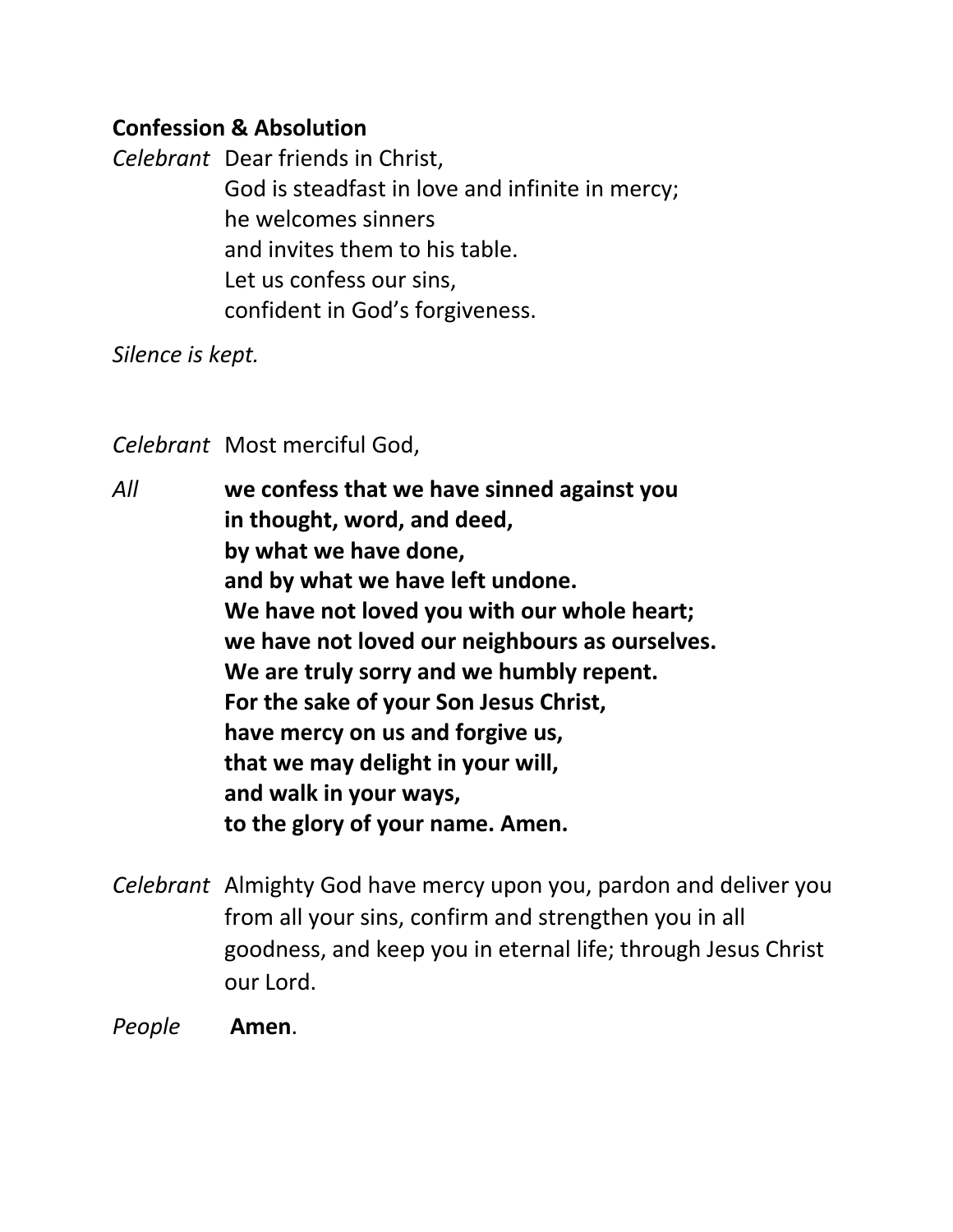**Confession & Absolution**

*Celebrant* Dear friends in Christ,
God is steadfast in love and infinite in mercy;
he welcomes sinners
and invites them to his table.
Let us confess our sins,
confident in God's forgiveness.

*Silence is kept.*

*Celebrant* Most merciful God,

*All* **we confess that we have sinned against you**
**in thought, word, and deed,**
**by what we have done,**
**and by what we have left undone.**
**We have not loved you with our whole heart;**
**we have not loved our neighbours as ourselves.**
**We are truly sorry and we humbly repent.**
**For the sake of your Son Jesus Christ,**
**have mercy on us and forgive us,**
**that we may delight in your will,**
**and walk in your ways,**
**to the glory of your name. Amen.**

*Celebrant* Almighty God have mercy upon you, pardon and deliver you from all your sins, confirm and strengthen you in all goodness, and keep you in eternal life; through Jesus Christ our Lord.

*People* **Amen**.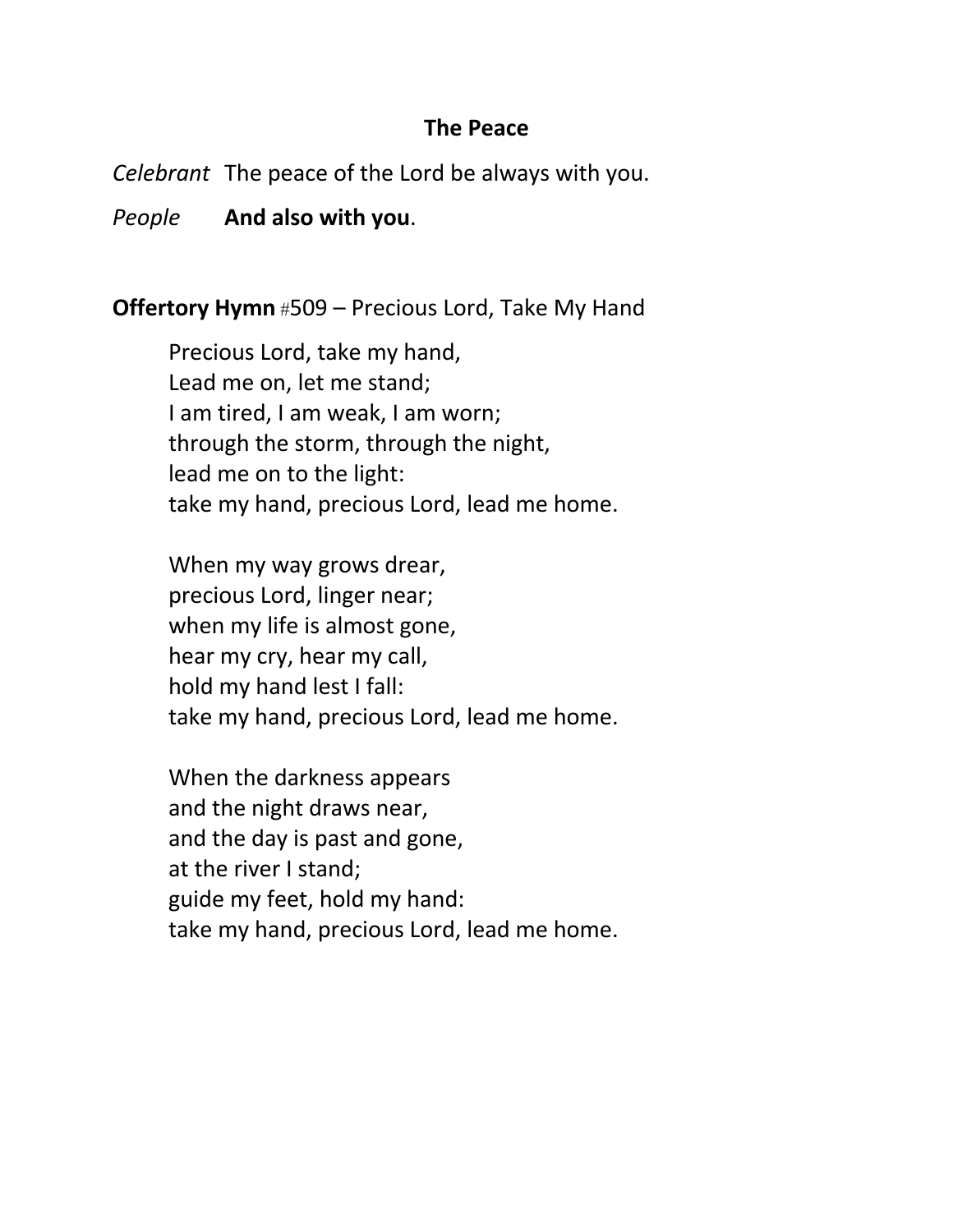**The Peace**

*Celebrant* The peace of the Lord be always with you.

*People* **And also with you**.

**Offertory Hymn** #509 – Precious Lord, Take My Hand

Precious Lord, take my hand,  
Lead me on, let me stand;  
I am tired, I am weak, I am worn;  
through the storm, through the night,  
lead me on to the light:  
take my hand, precious Lord, lead me home.

When my way grows drear,  
precious Lord, linger near;  
when my life is almost gone,  
hear my cry, hear my call,  
hold my hand lest I fall:  
take my hand, precious Lord, lead me home.

When the darkness appears  
and the night draws near,  
and the day is past and gone,  
at the river I stand;  
guide my feet, hold my hand:  
take my hand, precious Lord, lead me home.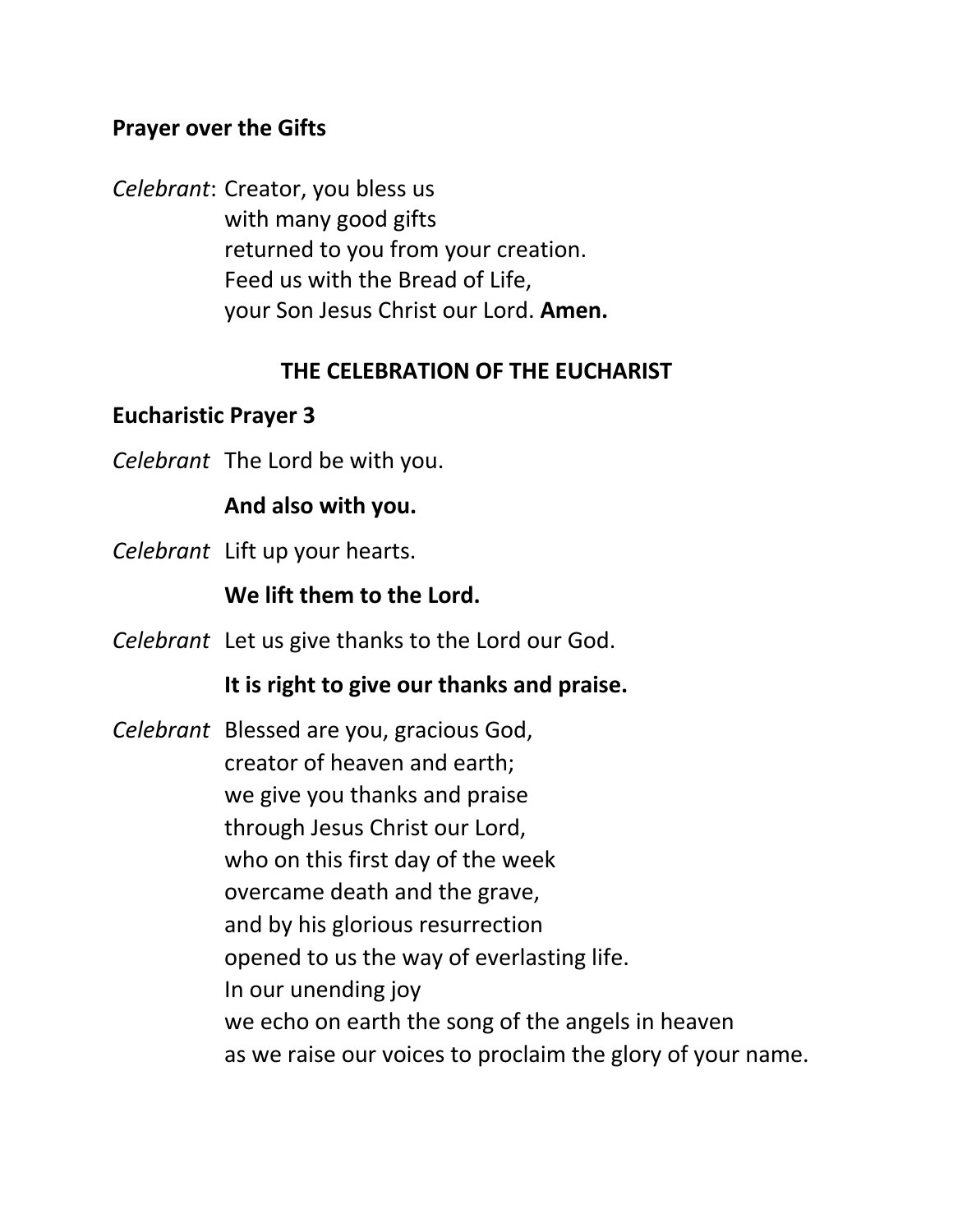**Prayer over the Gifts**

*Celebrant*: Creator, you bless us
with many good gifts
returned to you from your creation.
Feed us with the Bread of Life,
your Son Jesus Christ our Lord. **Amen.**

## THE CELEBRATION OF THE EUCHARIST

**Eucharistic Prayer 3**

*Celebrant* The Lord be with you.

**And also with you.**

*Celebrant* Lift up your hearts.

**We lift them to the Lord.**

*Celebrant* Let us give thanks to the Lord our God.

**It is right to give our thanks and praise.**

*Celebrant* Blessed are you, gracious God,
creator of heaven and earth;
we give you thanks and praise
through Jesus Christ our Lord,
who on this first day of the week
overcame death and the grave,
and by his glorious resurrection
opened to us the way of everlasting life.
In our unending joy
we echo on earth the song of the angels in heaven
as we raise our voices to proclaim the glory of your name.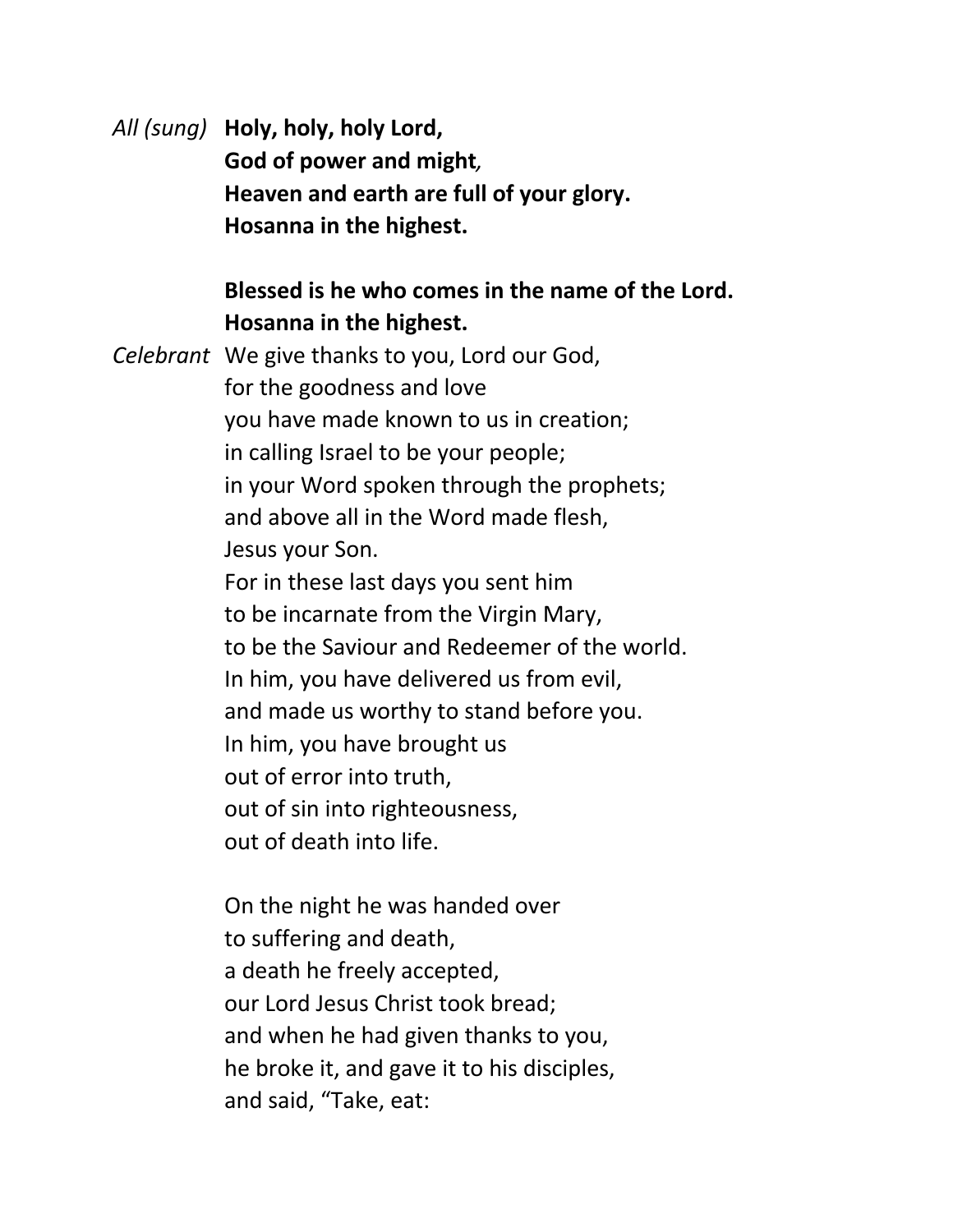*All (sung)* **Holy, holy, holy Lord,**
**God of power and might*,***
**Heaven and earth are full of your glory.**
**Hosanna in the highest.**

**Blessed is he who comes in the name of the Lord.**
**Hosanna in the highest.**

*Celebrant* We give thanks to you, Lord our God,
for the goodness and love
you have made known to us in creation;
in calling Israel to be your people;
in your Word spoken through the prophets;
and above all in the Word made flesh,
Jesus your Son.
For in these last days you sent him
to be incarnate from the Virgin Mary,
to be the Saviour and Redeemer of the world.
In him, you have delivered us from evil,
and made us worthy to stand before you.
In him, you have brought us
out of error into truth,
out of sin into righteousness,
out of death into life.

On the night he was handed over
to suffering and death,
a death he freely accepted,
our Lord Jesus Christ took bread;
and when he had given thanks to you,
he broke it, and gave it to his disciples,
and said, "Take, eat: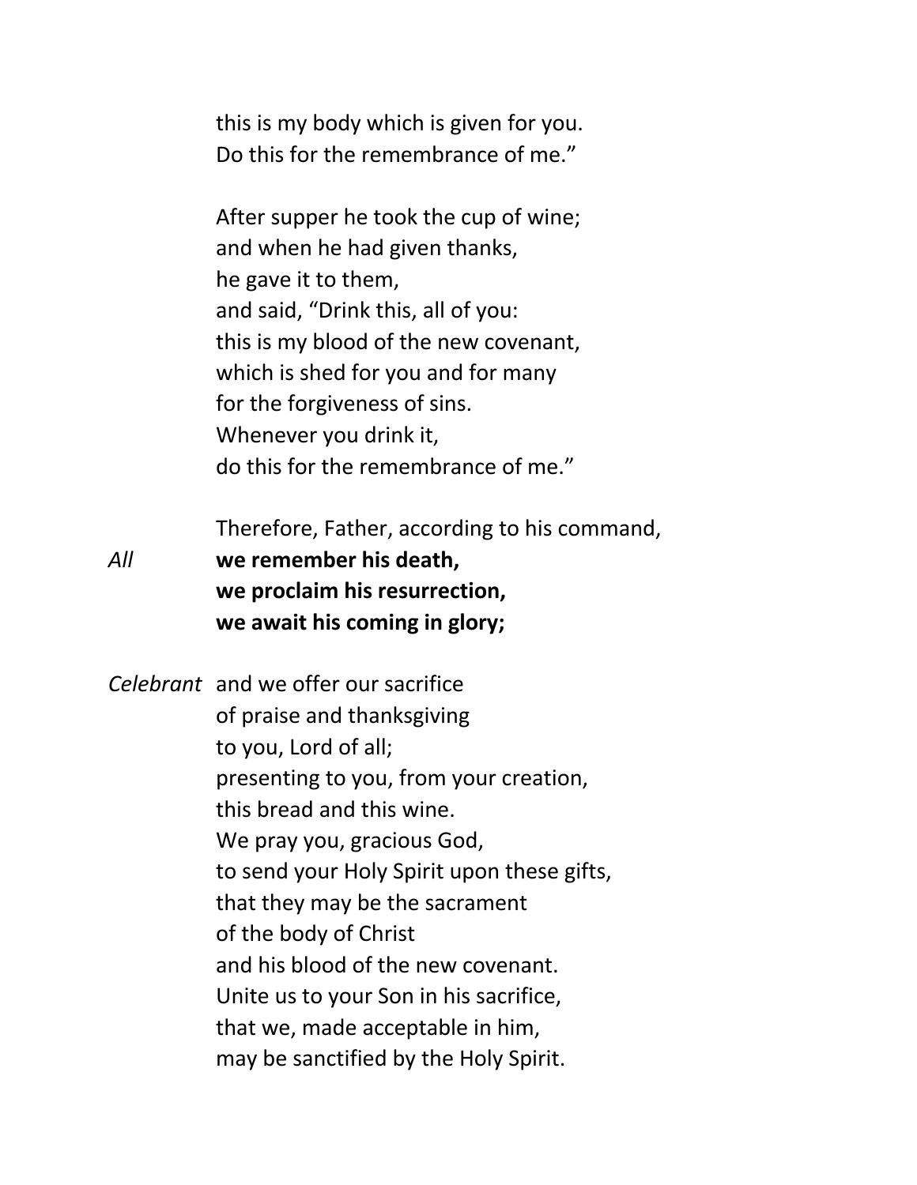this is my body which is given for you.  
Do this for the remembrance of me."

After supper he took the cup of wine;  
and when he had given thanks,  
he gave it to them,  
and said, "Drink this, all of you:  
this is my blood of the new covenant,  
which is shed for you and for many  
for the forgiveness of sins.  
Whenever you drink it,  
do this for the remembrance of me."

Therefore, Father, according to his command,

*All* **we remember his death,**  
**we proclaim his resurrection,**  
**we await his coming in glory;**

*Celebrant* and we offer our sacrifice  
of praise and thanksgiving  
to you, Lord of all;  
presenting to you, from your creation,  
this bread and this wine.  
We pray you, gracious God,  
to send your Holy Spirit upon these gifts,  
that they may be the sacrament  
of the body of Christ  
and his blood of the new covenant.  
Unite us to your Son in his sacrifice,  
that we, made acceptable in him,  
may be sanctified by the Holy Spirit.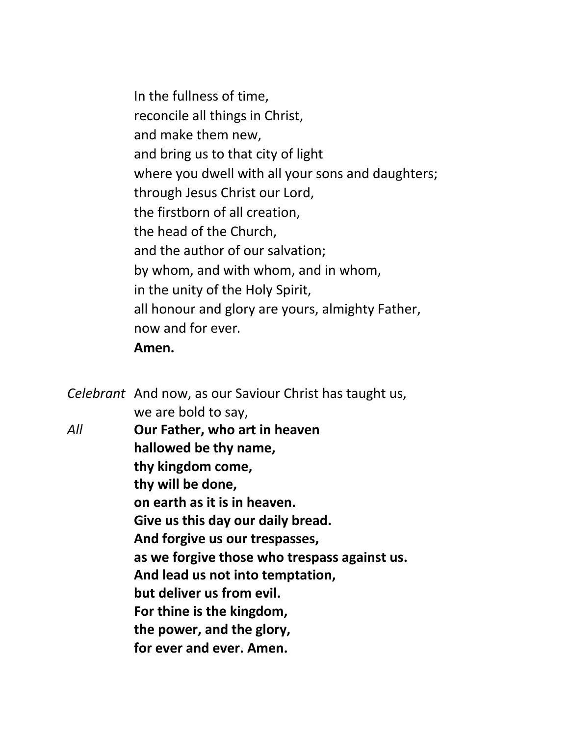In the fullness of time,
reconcile all things in Christ,
and make them new,
and bring us to that city of light
where you dwell with all your sons and daughters;
through Jesus Christ our Lord,
the firstborn of all creation,
the head of the Church,
and the author of our salvation;
by whom, and with whom, and in whom,
in the unity of the Holy Spirit,
all honour and glory are yours, almighty Father,
now and for ever.
**Amen.**

*Celebrant* And now, as our Saviour Christ has taught us,
we are bold to say,

*All* **Our Father, who art in heaven
hallowed be thy name,
thy kingdom come,
thy will be done,
on earth as it is in heaven.
Give us this day our daily bread.
And forgive us our trespasses,
as we forgive those who trespass against us.
And lead us not into temptation,
but deliver us from evil.
For thine is the kingdom,
the power, and the glory,
for ever and ever. Amen.**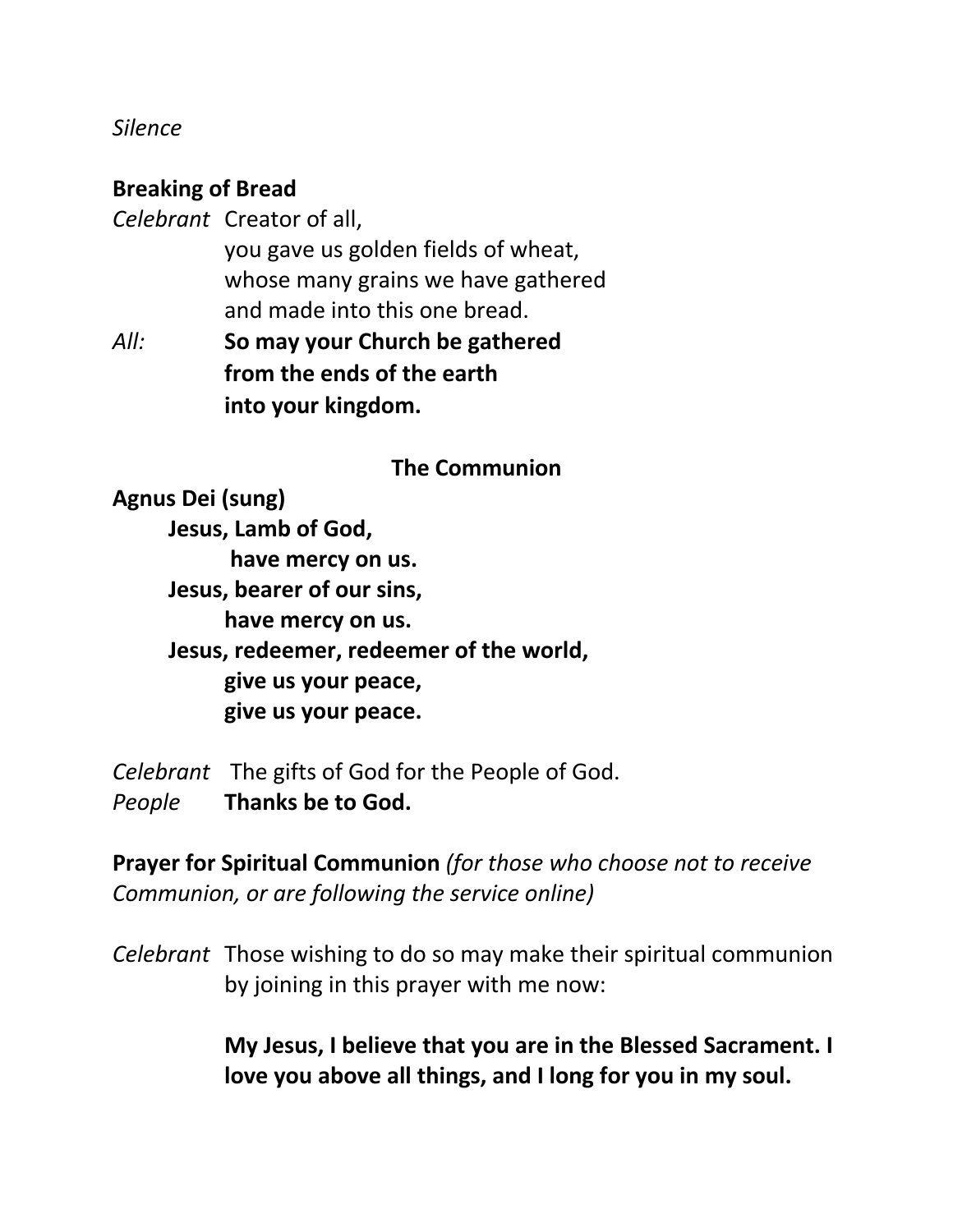*Silence*

**Breaking of Bread**

*Celebrant* Creator of all,
you gave us golden fields of wheat,
whose many grains we have gathered
and made into this one bread.

*All:* **So may your Church be gathered
from the ends of the earth
into your kingdom.**

## The Communion

**Agnus Dei (sung)**

**Jesus, Lamb of God,
have mercy on us.
Jesus, bearer of our sins,
have mercy on us.
Jesus, redeemer, redeemer of the world,
give us your peace,
give us your peace.**

*Celebrant* The gifts of God for the People of God.
*People* **Thanks be to God.**

**Prayer for Spiritual Communion** *(for those who choose not to receive Communion, or are following the service online)*

*Celebrant* Those wishing to do so may make their spiritual communion by joining in this prayer with me now:

**My Jesus, I believe that you are in the Blessed Sacrament. I love you above all things, and I long for you in my soul.**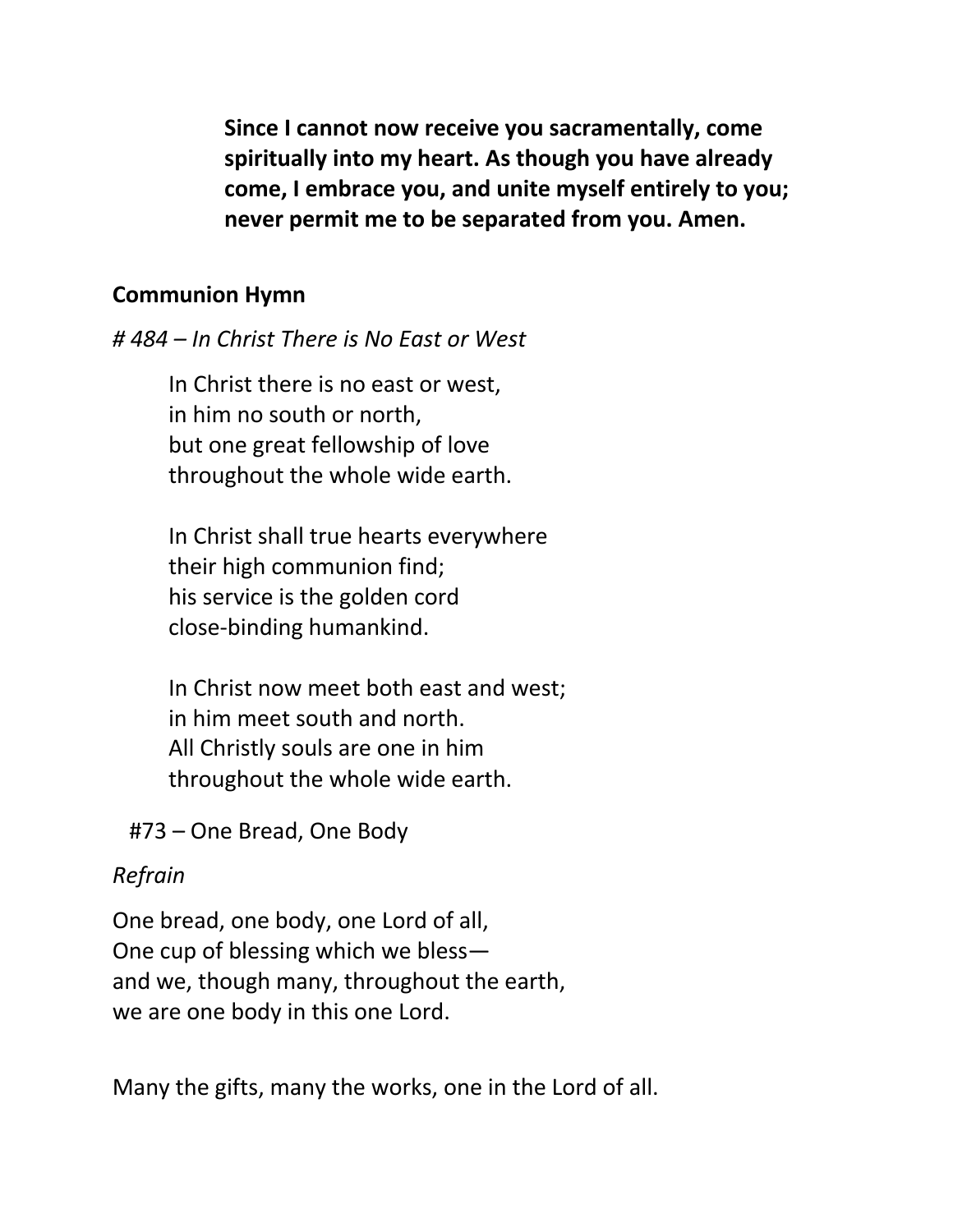**Since I cannot now receive you sacramentally, come spiritually into my heart. As though you have already come, I embrace you, and unite myself entirely to you; never permit me to be separated from you. Amen.**

**Communion Hymn**

*# 484 – In Christ There is No East or West*

In Christ there is no east or west,
in him no south or north,
but one great fellowship of love
throughout the whole wide earth.

In Christ shall true hearts everywhere
their high communion find;
his service is the golden cord
close-binding humankind.

In Christ now meet both east and west;
in him meet south and north.
All Christly souls are one in him
throughout the whole wide earth.

#73 – One Bread, One Body

*Refrain*

One bread, one body, one Lord of all,
One cup of blessing which we bless—
and we, though many, throughout the earth,
we are one body in this one Lord.

Many the gifts, many the works, one in the Lord of all.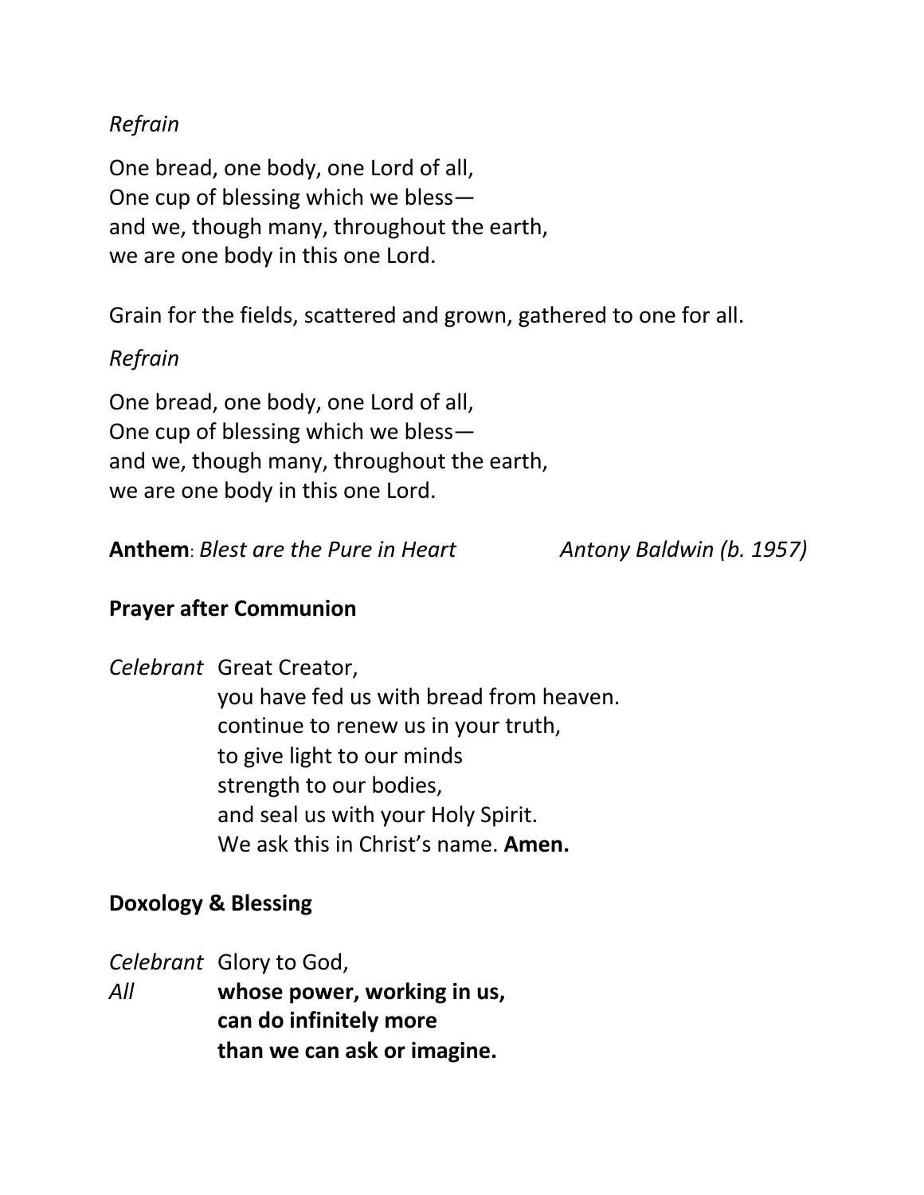*Refrain*

One bread, one body, one Lord of all,
One cup of blessing which we bless—
and we, though many, throughout the earth,
we are one body in this one Lord.

Grain for the fields, scattered and grown, gathered to one for all.

*Refrain*

One bread, one body, one Lord of all,
One cup of blessing which we bless—
and we, though many, throughout the earth,
we are one body in this one Lord.

**Anthem**: *Blest are the Pure in Heart* *Antony Baldwin (b. 1957)*

**Prayer after Communion**

*Celebrant* Great Creator,
you have fed us with bread from heaven.
continue to renew us in your truth,
to give light to our minds
strength to our bodies,
and seal us with your Holy Spirit.
We ask this in Christ's name. **Amen.**

**Doxology & Blessing**

*Celebrant* Glory to God,
*All* **whose power, working in us,
can do infinitely more
than we can ask or imagine.**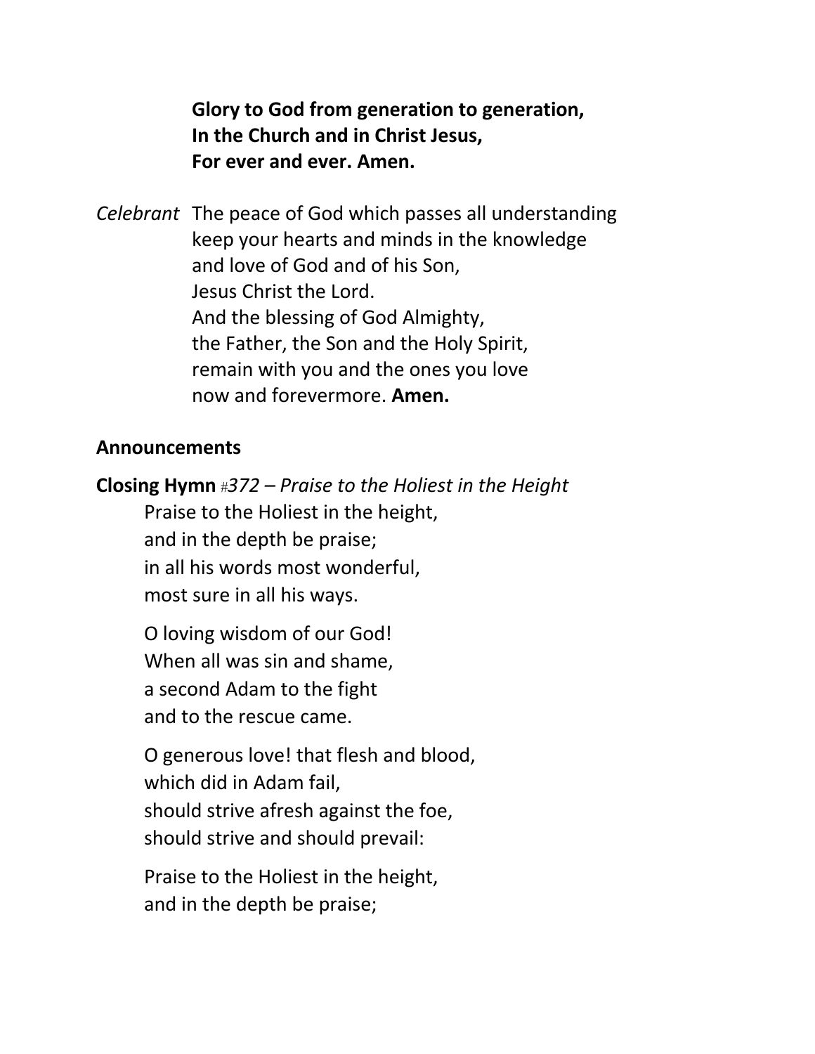**Glory to God from generation to generation,**
**In the Church and in Christ Jesus,**
**For ever and ever. Amen.**

*Celebrant* The peace of God which passes all understanding
keep your hearts and minds in the knowledge
and love of God and of his Son,
Jesus Christ the Lord.
And the blessing of God Almighty,
the Father, the Son and the Holy Spirit,
remain with you and the ones you love
now and forevermore. **Amen.**

**Announcements**

**Closing Hymn** *#372 – Praise to the Holiest in the Height*

Praise to the Holiest in the height,
and in the depth be praise;
in all his words most wonderful,
most sure in all his ways.

O loving wisdom of our God!
When all was sin and shame,
a second Adam to the fight
and to the rescue came.

O generous love! that flesh and blood,
which did in Adam fail,
should strive afresh against the foe,
should strive and should prevail:

Praise to the Holiest in the height,
and in the depth be praise;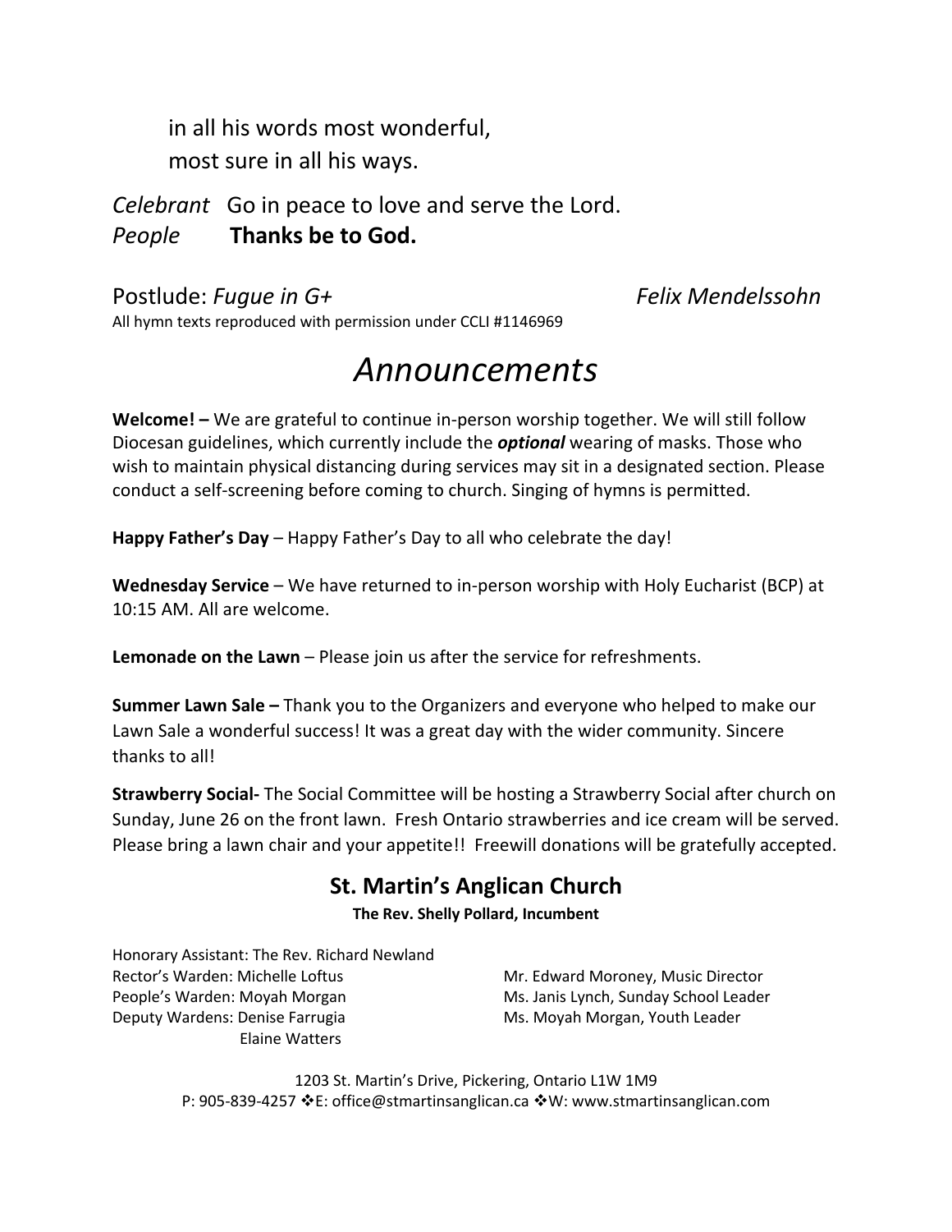in all his words most wonderful,
most sure in all his ways.

*Celebrant* Go in peace to love and serve the Lord.
*People* **Thanks be to God.**

Postlude: *Fugue in G+* *Felix Mendelssohn*

All hymn texts reproduced with permission under CCLI #1146969

# *Announcements*

**Welcome! –** We are grateful to continue in-person worship together. We will still follow Diocesan guidelines, which currently include the ***optional*** wearing of masks. Those who wish to maintain physical distancing during services may sit in a designated section. Please conduct a self-screening before coming to church. Singing of hymns is permitted.

**Happy Father's Day** – Happy Father's Day to all who celebrate the day!

**Wednesday Service** – We have returned to in-person worship with Holy Eucharist (BCP) at 10:15 AM. All are welcome.

**Lemonade on the Lawn** – Please join us after the service for refreshments.

**Summer Lawn Sale –** Thank you to the Organizers and everyone who helped to make our Lawn Sale a wonderful success! It was a great day with the wider community. Sincere thanks to all!

**Strawberry Social-** The Social Committee will be hosting a Strawberry Social after church on Sunday, June 26 on the front lawn. Fresh Ontario strawberries and ice cream will be served. Please bring a lawn chair and your appetite!! Freewill donations will be gratefully accepted.

## St. Martin's Anglican Church

**The Rev. Shelly Pollard, Incumbent**

Honorary Assistant: The Rev. Richard Newland
Rector's Warden: Michelle Loftus
People's Warden: Moyah Morgan
Deputy Wardens: Denise Farrugia
Elaine Watters

Mr. Edward Moroney, Music Director
Ms. Janis Lynch, Sunday School Leader
Ms. Moyah Morgan, Youth Leader

1203 St. Martin's Drive, Pickering, Ontario L1W 1M9
P: 905-839-4257 ❖E: office@stmartinsanglican.ca ❖W: www.stmartinsanglican.com